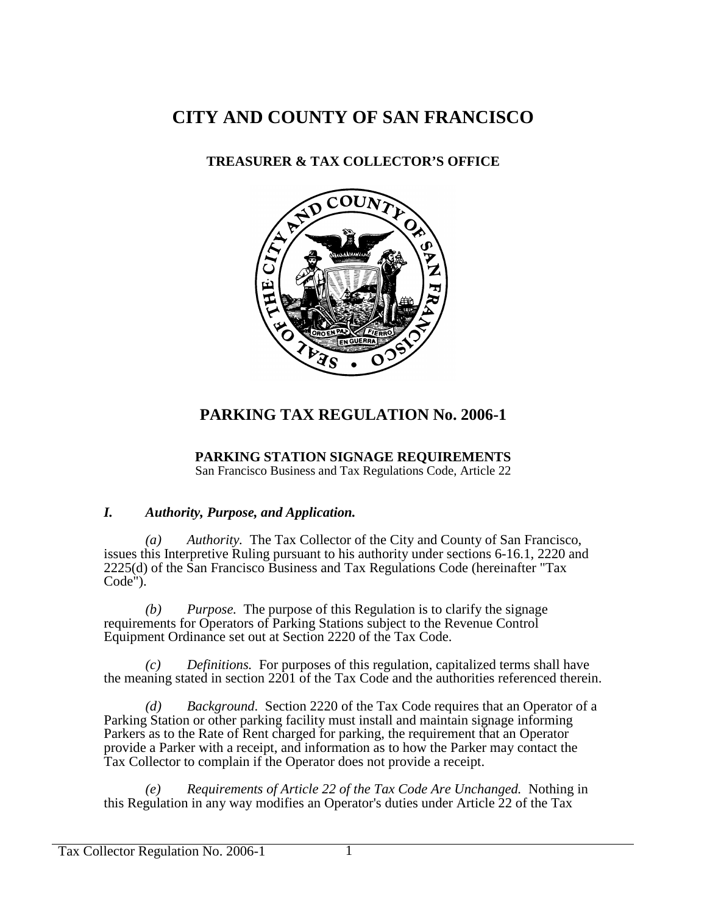# CITY AND COUNTY OF SAN FRANCISCO

## TREASURER & TAX COLLECTOR'S OFFICE

## PARKING TAX REGULATION No. 2006-1

**PARKING STATION SIGNAGE REQUIREMENTS**
San Francisco Business and Tax Regulations Code, Article 22

### *I. Authority, Purpose, and Application.*

*(a) Authority.* The Tax Collector of the City and County of San Francisco, issues this Interpretive Ruling pursuant to his authority under sections 6-16.1, 2220 and 2225(d) of the San Francisco Business and Tax Regulations Code (hereinafter "Tax Code").

*(b) Purpose.* The purpose of this Regulation is to clarify the signage requirements for Operators of Parking Stations subject to the Revenue Control Equipment Ordinance set out at Section 2220 of the Tax Code.

*(c) Definitions.* For purposes of this regulation, capitalized terms shall have the meaning stated in section 2201 of the Tax Code and the authorities referenced therein.

*(d) Background*. Section 2220 of the Tax Code requires that an Operator of a Parking Station or other parking facility must install and maintain signage informing Parkers as to the Rate of Rent charged for parking, the requirement that an Operator provide a Parker with a receipt, and information as to how the Parker may contact the Tax Collector to complain if the Operator does not provide a receipt.

*(e) Requirements of Article 22 of the Tax Code Are Unchanged.* Nothing in this Regulation in any way modifies an Operator's duties under Article 22 of the Tax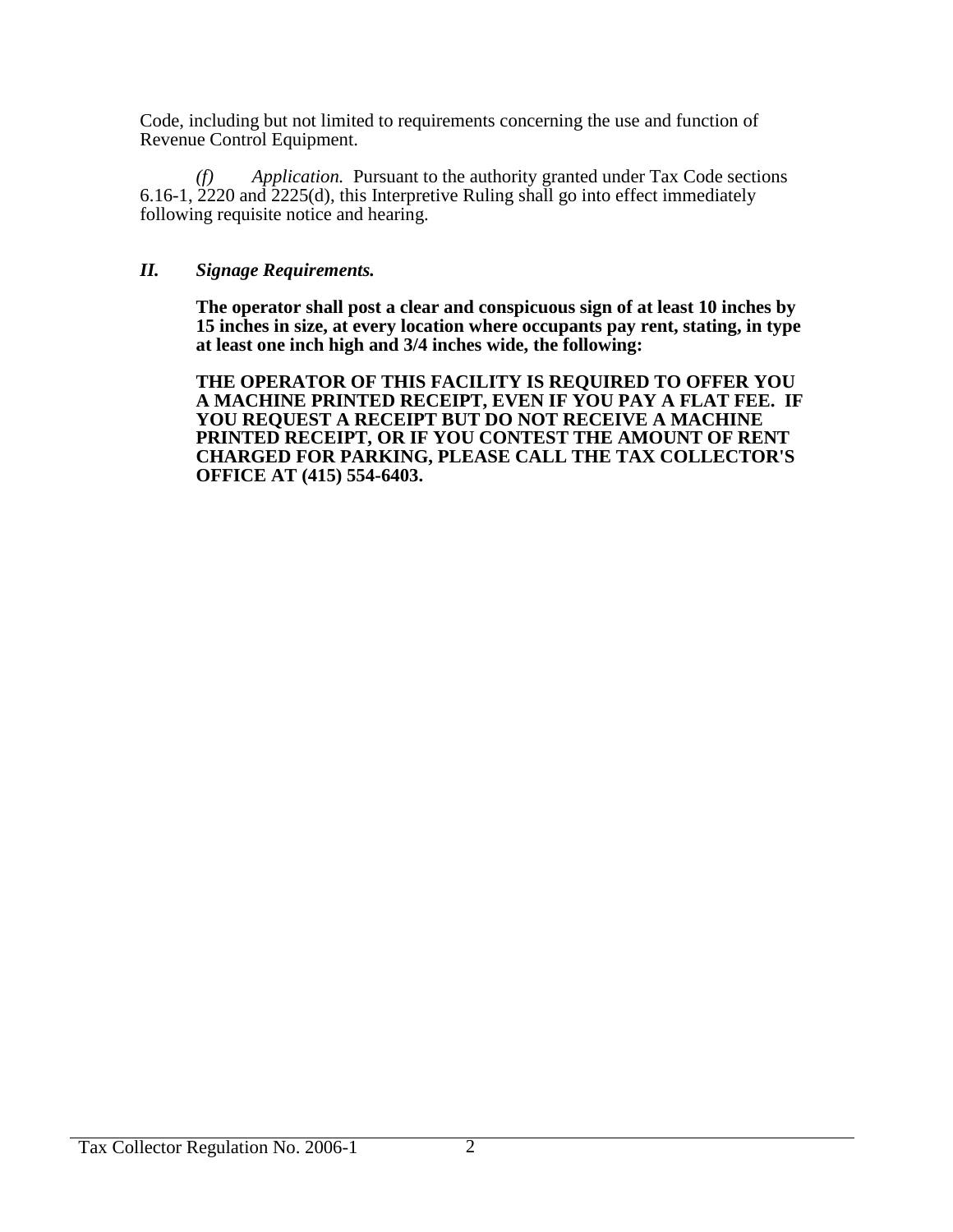Code, including but not limited to requirements concerning the use and function of Revenue Control Equipment.

*(f)* *Application.* Pursuant to the authority granted under Tax Code sections 6.16-1, 2220 and 2225(d), this Interpretive Ruling shall go into effect immediately following requisite notice and hearing.

## *II. Signage Requirements.*

**The operator shall post a clear and conspicuous sign of at least 10 inches by 15 inches in size, at every location where occupants pay rent, stating, in type at least one inch high and 3/4 inches wide, the following:**

**THE OPERATOR OF THIS FACILITY IS REQUIRED TO OFFER YOU A MACHINE PRINTED RECEIPT, EVEN IF YOU PAY A FLAT FEE. IF YOU REQUEST A RECEIPT BUT DO NOT RECEIVE A MACHINE PRINTED RECEIPT, OR IF YOU CONTEST THE AMOUNT OF RENT CHARGED FOR PARKING, PLEASE CALL THE TAX COLLECTOR'S OFFICE AT (415) 554-6403.**